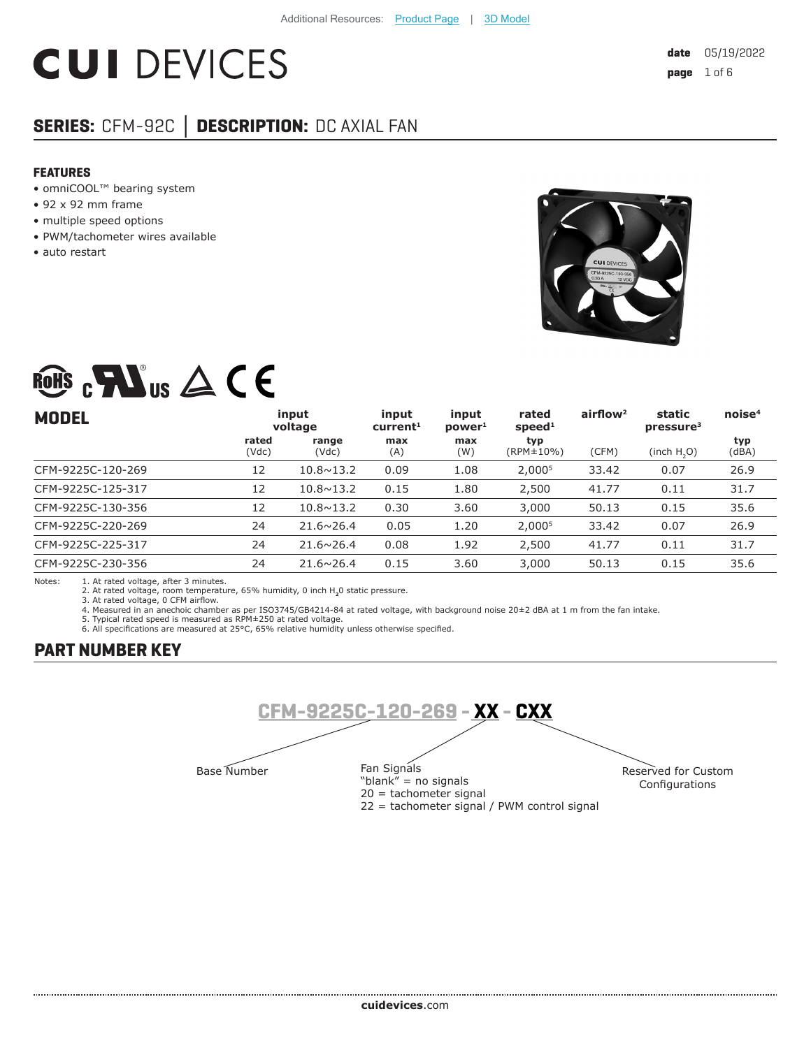Additional Resources: Product Page | 3D Model

# CUI DEVICES

**date** 05/19/2022

## SERIES: CFM-92C | DESCRIPTION: DC AXIAL FAN

### FEATURES

- omniCOOL™ bearing system
- 92 x 92 mm frame
- multiple speed options
- PWM/tachometer wires available
- auto restart

| MODEL | input voltage | | input current[1] | input power[1] | rated speed[1] | airflow[2] | static pressure[3] | noise[4] |
|---|---|---|---|---|---|---|---|---|
| | rated (Vdc) | range (Vdc) | max (A) | max (W) | typ (RPM±10%) | (CFM) | (inch $H_2O$) | typ (dBA) |
| CFM-9225C-120-269 | 12 | 10.8~13.2 | 0.09 | 1.08 | 2,000[5] | 33.42 | 0.07 | 26.9 |
| CFM-9225C-125-317 | 12 | 10.8~13.2 | 0.15 | 1.80 | 2,500 | 41.77 | 0.11 | 31.7 |
| CFM-9225C-130-356 | 12 | 10.8~13.2 | 0.30 | 3.60 | 3,000 | 50.13 | 0.15 | 35.6 |
| CFM-9225C-220-269 | 24 | 21.6~26.4 | 0.05 | 1.20 | 2,000[5] | 33.42 | 0.07 | 26.9 |
| CFM-9225C-225-317 | 24 | 21.6~26.4 | 0.08 | 1.92 | 2,500 | 41.77 | 0.11 | 31.7 |
| CFM-9225C-230-356 | 24 | 21.6~26.4 | 0.15 | 3.60 | 3,000 | 50.13 | 0.15 | 35.6 |

Notes:
1. At rated voltage, after 3 minutes.
2. At rated voltage, room temperature, 65% humidity, 0 inch $H_2O$ static pressure.
3. At rated voltage, 0 CFM airflow.
4. Measured in an anechoic chamber as per ISO3745/GB4214-84 at rated voltage, with background noise 20±2 dBA at 1 m from the fan intake.
5. Typical rated speed is measured as RPM±250 at rated voltage.
6. All specifications are measured at 25°C, 65% relative humidity unless otherwise specified.

### PART NUMBER KEY

**CFM-9225C-120-269 - XX - CXX**

- Base Number: CFM-9225C-120-269
- Fan Signals (XX):
  - "blank" = no signals
  - 20 = tachometer signal
  - 22 = tachometer signal / PWM control signal
- Reserved for Custom Configurations (CXX)

cuidevices.com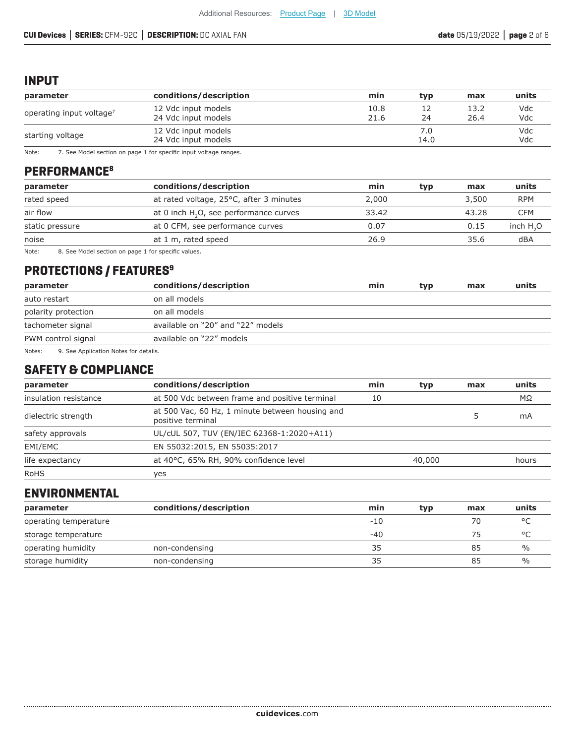## INPUT

| parameter | conditions/description | min | typ | max | units |
|---|---|---|---|---|---|
| operating input voltage[7] | 12 Vdc input models<br>24 Vdc input models | 10.8<br>21.6 | 12<br>24 | 13.2<br>26.4 | Vdc<br>Vdc |
| starting voltage | 12 Vdc input models<br>24 Vdc input models | | 7.0<br>14.0 | | Vdc<br>Vdc |

Note: 7. See Model section on page 1 for specific input voltage ranges.

## PERFORMANCE[8]

| parameter | conditions/description | min | typ | max | units |
|---|---|---|---|---|---|
| rated speed | at rated voltage, 25°C, after 3 minutes | 2,000 | | 3,500 | RPM |
| air flow | at 0 inch $H_2O$, see performance curves | 33.42 | | 43.28 | CFM |
| static pressure | at 0 CFM, see performance curves | 0.07 | | 0.15 | inch $H_2O$ |
| noise | at 1 m, rated speed | 26.9 | | 35.6 | dBA |

Note: 8. See Model section on page 1 for specific values.

## PROTECTIONS / FEATURES[9]

| parameter | conditions/description | min | typ | max | units |
|---|---|---|---|---|---|
| auto restart | on all models | | | | |
| polarity protection | on all models | | | | |
| tachometer signal | available on "20" and "22" models | | | | |
| PWM control signal | available on "22" models | | | | |

Notes: 9. See Application Notes for details.

## SAFETY & COMPLIANCE

| parameter | conditions/description | min | typ | max | units |
|---|---|---|---|---|---|
| insulation resistance | at 500 Vdc between frame and positive terminal | 10 | | | MΩ |
| dielectric strength | at 500 Vac, 60 Hz, 1 minute between housing and positive terminal | | | 5 | mA |
| safety approvals | UL/cUL 507, TUV (EN/IEC 62368-1:2020+A11) | | | | |
| EMI/EMC | EN 55032:2015, EN 55035:2017 | | | | |
| life expectancy | at 40°C, 65% RH, 90% confidence level | | 40,000 | | hours |
| RoHS | yes | | | | |

## ENVIRONMENTAL

| parameter | conditions/description | min | typ | max | units |
|---|---|---|---|---|---|
| operating temperature | | -10 | | 70 | °C |
| storage temperature | | -40 | | 75 | °C |
| operating humidity | non-condensing | 35 | | 85 | % |
| storage humidity | non-condensing | 35 | | 85 | % |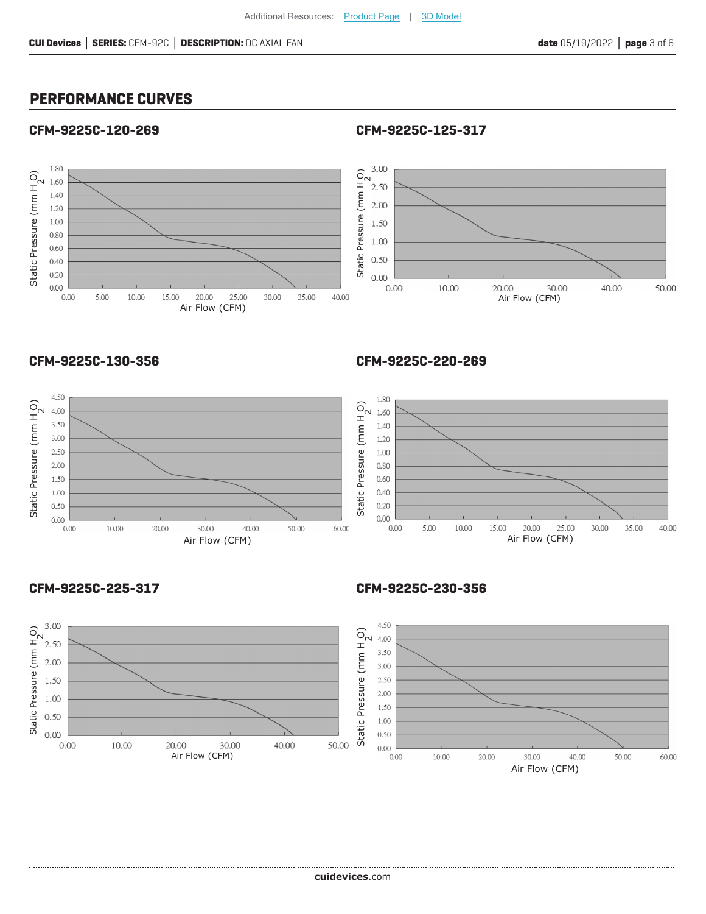## PERFORMANCE CURVES

### CFM-9225C-120-269

Static Pressure (mm $H_2O$)

1.80, 1.60, 1.40, 1.20, 1.00, 0.80, 0.60, 0.40, 0.20, 0.00

0.00, 5.00, 10.00, 15.00, 20.00, 25.00, 30.00, 35.00, 40.00

Air Flow (CFM)

### CFM-9225C-125-317

Static Pressure (mm $H_2O$)

3.00, 2.50, 2.00, 1.50, 1.00, 0.50, 0.00

0.00, 10.00, 20.00, 30.00, 40.00, 50.00

Air Flow (CFM)

### CFM-9225C-130-356

Static Pressure (mm $H_2O$)

4.50, 4.00, 3.50, 3.00, 2.50, 2.00, 1.50, 1.00, 0.50, 0.00

0.00, 10.00, 20.00, 30.00, 40.00, 50.00, 60.00

Air Flow (CFM)

### CFM-9225C-220-269

Static Pressure (mm $H_2O$)

1.80, 1.60, 1.40, 1.20, 1.00, 0.80, 0.60, 0.40, 0.20, 0.00

0.00, 5.00, 10.00, 15.00, 20.00, 25.00, 30.00, 35.00, 40.00

Air Flow (CFM)

### CFM-9225C-225-317

Static Pressure (mm $H_2O$)

3.00, 2.50, 2.00, 1.50, 1.00, 0.50, 0.00

0.00, 10.00, 20.00, 30.00, 40.00, 50.00

Air Flow (CFM)

### CFM-9225C-230-356

Static Pressure (mm $H_2O$)

4.50, 4.00, 3.50, 3.00, 2.50, 2.00, 1.50, 1.00, 0.50, 0.00

0.00, 10.00, 20.00, 30.00, 40.00, 50.00, 60.00

Air Flow (CFM)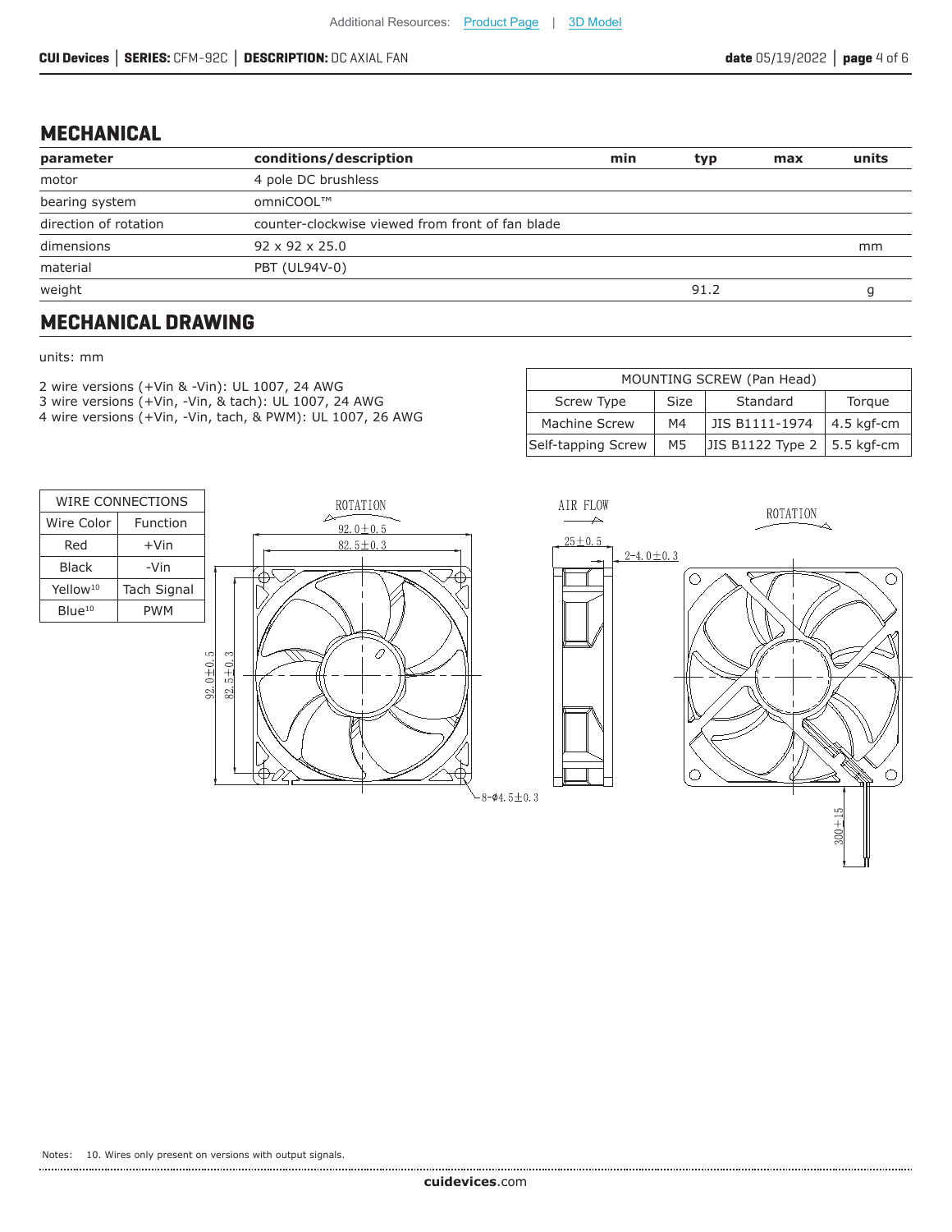## MECHANICAL

| parameter | conditions/description | min | typ | max | units |
|---|---|---|---|---|---|
| motor | 4 pole DC brushless | | | | |
| bearing system | omniCOOL™ | | | | |
| direction of rotation | counter-clockwise viewed from front of fan blade | | | | |
| dimensions | 92 x 92 x 25.0 | | | | mm |
| material | PBT (UL94V-0) | | | | |
| weight | | | 91.2 | | g |

## MECHANICAL DRAWING

units: mm

2 wire versions (+Vin & -Vin): UL 1007, 24 AWG
3 wire versions (+Vin, -Vin, & tach): UL 1007, 24 AWG
4 wire versions (+Vin, -Vin, tach, & PWM): UL 1007, 26 AWG

| MOUNTING SCREW (Pan Head) | | | |
|---|---|---|---|
| Screw Type | Size | Standard | Torque |
| Machine Screw | M4 | JIS B1111-1974 | 4.5 kgf-cm |
| Self-tapping Screw | M5 | JIS B1122 Type 2 | 5.5 kgf-cm |

| WIRE CONNECTIONS | |
|---|---|
| Wire Color | Function |
| Red | +Vin |
| Black | -Vin |
| Yellow[10] | Tach Signal |
| Blue[10] | PWM |

ROTATION
92.0±0.5
82.5±0.3
92.0±0.5
82.5±0.3
8-Φ4.5±0.3

AIR FLOW
25±0.5
2-4.0±0.3

ROTATION
300±15

Notes: 10. Wires only present on versions with output signals.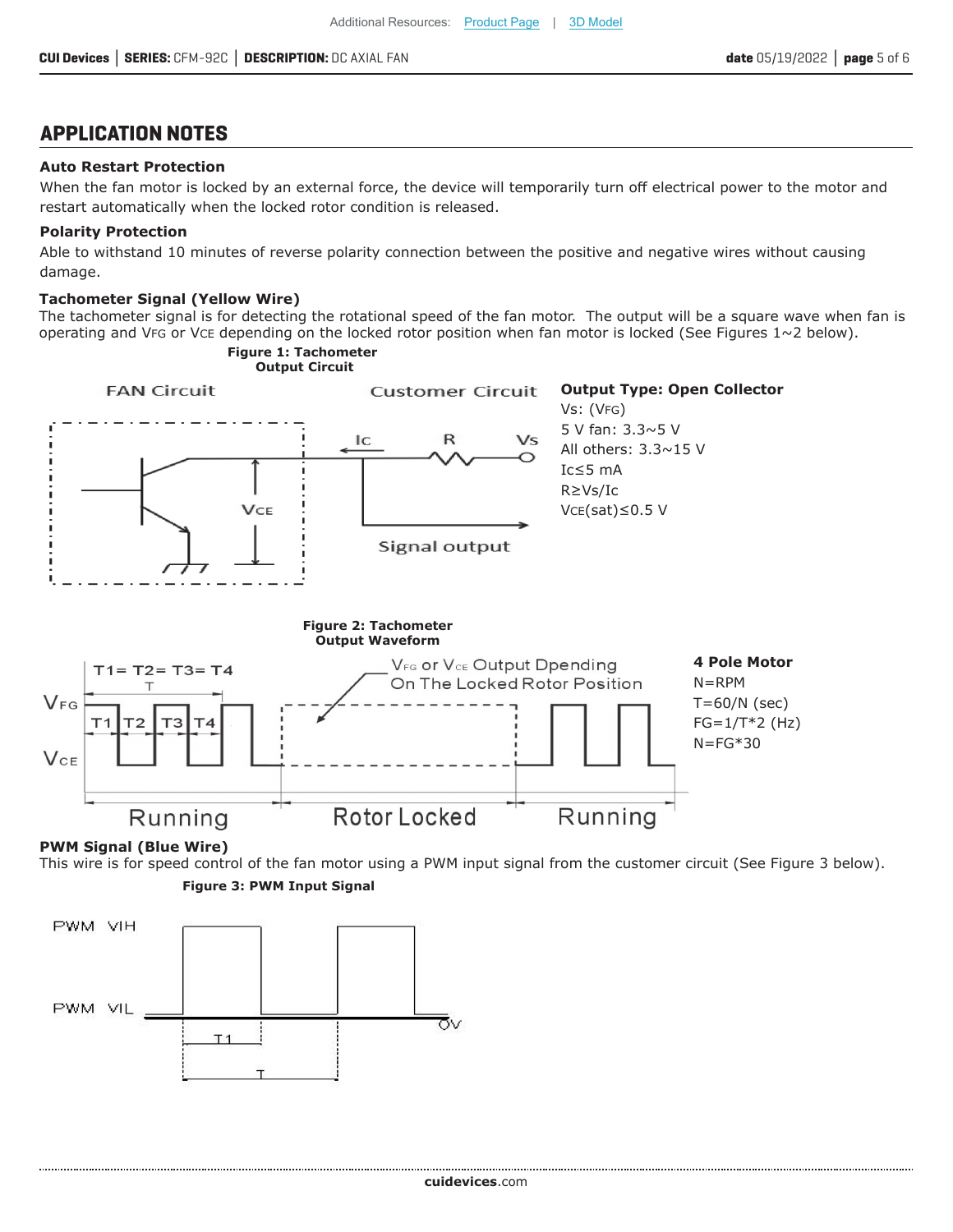## APPLICATION NOTES

**Auto Restart Protection**

When the fan motor is locked by an external force, the device will temporarily turn off electrical power to the motor and restart automatically when the locked rotor condition is released.

**Polarity Protection**

Able to withstand 10 minutes of reverse polarity connection between the positive and negative wires without causing damage.

**Tachometer Signal (Yellow Wire)**

The tachometer signal is for detecting the rotational speed of the fan motor. The output will be a square wave when fan is operating and $V_{FG}$ or $V_{CE}$ depending on the locked rotor position when fan motor is locked (See Figures 1~2 below).

**Figure 1: Tachometer Output Circuit**

FAN Circuit | Customer Circuit | $I_C$ | R | Vs | $V_{CE}$ | Signal output

**Output Type: Open Collector**

Vs: ($V_{FG}$)
5 V fan: 3.3~5 V
All others: 3.3~15 V
$I_C \leq 5$ mA
$R \geq Vs/I_C$
$V_{CE}(sat) \leq 0.5$ V

**Figure 2: Tachometer Output Waveform**

T1= T2= T3= T4 | T | $V_{FG}$ | $V_{CE}$ | $V_{FG}$ or $V_{CE}$ Output Dpending On The Locked Rotor Position | Running | Rotor Locked | Running

**4 Pole Motor**

N=RPM
T=60/N (sec)
FG=1/T*2 (Hz)
N=FG*30

**PWM Signal (Blue Wire)**

This wire is for speed control of the fan motor using a PWM input signal from the customer circuit (See Figure 3 below).

**Figure 3: PWM Input Signal**

PWM VIH | PWM VIL | 0V | T1 | T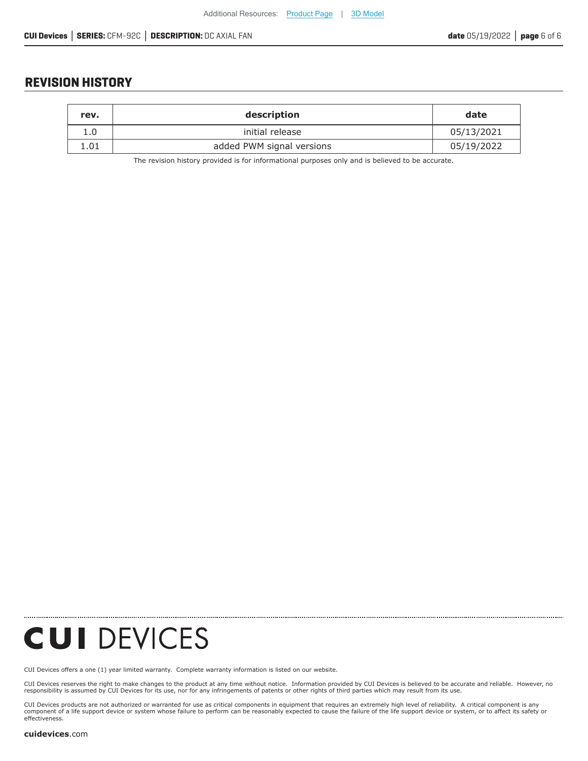## REVISION HISTORY

| rev. | description | date |
|---|---|---|
| 1.0 | initial release | 05/13/2021 |
| 1.01 | added PWM signal versions | 05/19/2022 |

The revision history provided is for informational purposes only and is believed to be accurate.

**CUI DEVICES**

CUI Devices offers a one (1) year limited warranty. Complete warranty information is listed on our website.

CUI Devices reserves the right to make changes to the product at any time without notice. Information provided by CUI Devices is believed to be accurate and reliable. However, no responsibility is assumed by CUI Devices for its use, nor for any infringements of patents or other rights of third parties which may result from its use.

CUI Devices products are not authorized or warranted for use as critical components in equipment that requires an extremely high level of reliability. A critical component is any component of a life support device or system whose failure to perform can be reasonably expected to cause the failure of the life support device or system, or to affect its safety or effectiveness.

**cuidevices**.com